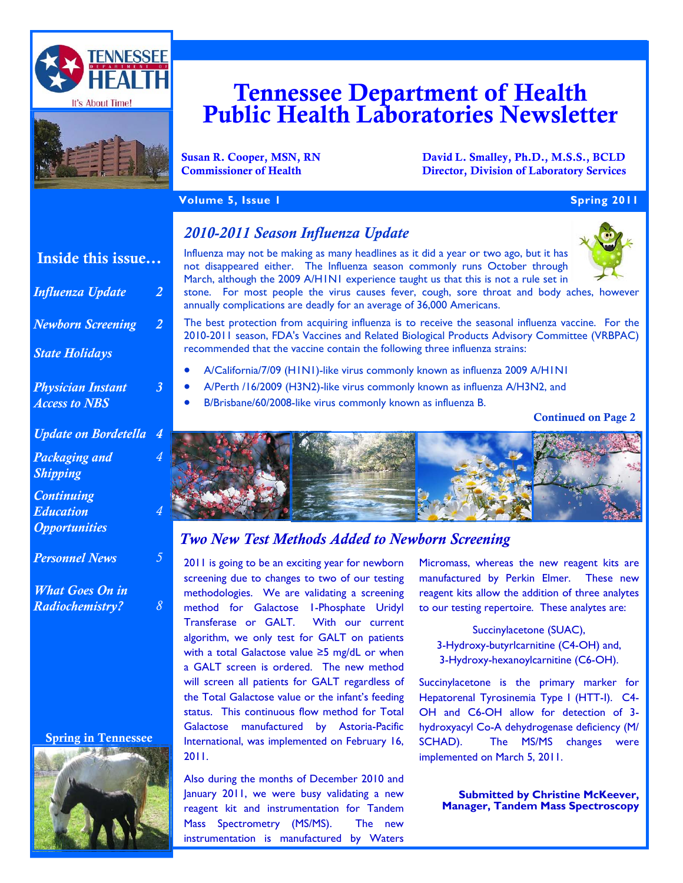# Tennessee Department of Health Public Health Laboratories Newsletter

**Susan R. Cooper, MSN, RN**
**Commissioner of Health**

**David L. Smalley, Ph.D., M.S.S., BCLD**
**Director, Division of Laboratory Services**

**Volume 5, Issue 1** — **Spring 2011**

## Inside this issue…

| | |
|---|---|
| *Influenza Update* | 2 |
| *Newborn Screening* | 2 |
| *State Holidays* | |
| *Physician Instant Access to NBS* | 3 |
| *Update on Bordetella* | 4 |
| *Packaging and Shipping* | 4 |
| *Continuing Education Opportunities* | 4 |
| *Personnel News* | 5 |
| *What Goes On in Radiochemistry?* | 8 |

**Spring in Tennessee**

## *2010-2011 Season Influenza Update*

Influenza may not be making as many headlines as it did a year or two ago, but it has not disappeared either. The Influenza season commonly runs October through March, although the 2009 A/H1N1 experience taught us that this is not a rule set in stone. For most people the virus causes fever, cough, sore throat and body aches, however annually complications are deadly for an average of 36,000 Americans.

The best protection from acquiring influenza is to receive the seasonal influenza vaccine. For the 2010-2011 season, FDA's Vaccines and Related Biological Products Advisory Committee (VRBPAC) recommended that the vaccine contain the following three influenza strains:

- A/California/7/09 (H1N1)-like virus commonly known as influenza 2009 A/H1N1
- A/Perth /16/2009 (H3N2)-like virus commonly known as influenza A/H3N2, and
- B/Brisbane/60/2008-like virus commonly known as influenza B.

**Continued on Page 2**

## *Two New Test Methods Added to Newborn Screening*

2011 is going to be an exciting year for newborn screening due to changes to two of our testing methodologies. We are validating a screening method for Galactose 1-Phosphate Uridyl Transferase or GALT. With our current algorithm, we only test for GALT on patients with a total Galactose value ≥5 mg/dL or when a GALT screen is ordered. The new method will screen all patients for GALT regardless of the Total Galactose value or the infant's feeding status. This continuous flow method for Total Galactose manufactured by Astoria-Pacific International, was implemented on February 16, 2011.

Also during the months of December 2010 and January 2011, we were busy validating a new reagent kit and instrumentation for Tandem Mass Spectrometry (MS/MS). The new instrumentation is manufactured by Waters Micromass, whereas the new reagent kits are manufactured by Perkin Elmer. These new reagent kits allow the addition of three analytes to our testing repertoire. These analytes are:

Succinylacetone (SUAC),
3-Hydroxy-butyrlcarnitine (C4-OH) and,
3-Hydroxy-hexanoylcarnitine (C6-OH).

Succinylacetone is the primary marker for Hepatorenal Tyrosinemia Type I (HTT-I). C4-OH and C6-OH allow for detection of 3-hydroxyacyl Co-A dehydrogenase deficiency (M/SCHAD). The MS/MS changes were implemented on March 5, 2011.

**Submitted by Christine McKeever, Manager, Tandem Mass Spectroscopy**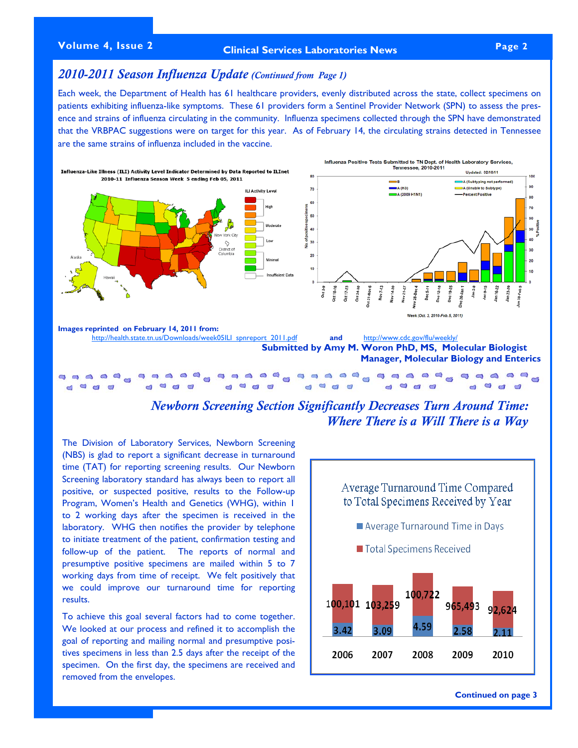## *2010-2011 Season Influenza Update (Continued from Page 1)*

Each week, the Department of Health has 61 healthcare providers, evenly distributed across the state, collect specimens on patients exhibiting influenza-like symptoms. These 61 providers form a Sentinel Provider Network (SPN) to assess the presence and strains of influenza circulating in the community. Influenza specimens collected through the SPN have demonstrated that the VRBPAC suggestions were on target for this year. As of February 14, the circulating strains detected in Tennessee are the same strains of influenza included in the vaccine.

**Images reprinted on February 14, 2011 from:** http://health.state.tn.us/Downloads/week05ILI_spnreport_2011.pdf and http://www.cdc.gov/flu/weekly/

**Submitted by Amy M. Woron PhD, MS, Molecular Biologist**
**Manager, Molecular Biology and Enterics**

## *Newborn Screening Section Significantly Decreases Turn Around Time: Where There is a Will There is a Way*

The Division of Laboratory Services, Newborn Screening (NBS) is glad to report a significant decrease in turnaround time (TAT) for reporting screening results. Our Newborn Screening laboratory standard has always been to report all positive, or suspected positive, results to the Follow-up Program, Women's Health and Genetics (WHG), within 1 to 2 working days after the specimen is received in the laboratory. WHG then notifies the provider by telephone to initiate treatment of the patient, confirmation testing and follow-up of the patient. The reports of normal and presumptive positive specimens are mailed within 5 to 7 working days from time of receipt. We felt positively that we could improve our turnaround time for reporting results.

To achieve this goal several factors had to come together. We looked at our process and refined it to accomplish the goal of reporting and mailing normal and presumptive positives specimens in less than 2.5 days after the receipt of the specimen. On the first day, the specimens are received and removed from the envelopes.

**Average Turnaround Time Compared to Total Specimens Received by Year**

| Year | Average Turnaround Time in Days | Total Specimens Received |
|---|---|---|
| 2006 | 3.42 | 100,101 |
| 2007 | 3.09 | 103,259 |
| 2008 | 4.59 | 100,722 |
| 2009 | 2.58 | 965,493 |
| 2010 | 2.11 | 92,624 |

**Continued on page 3**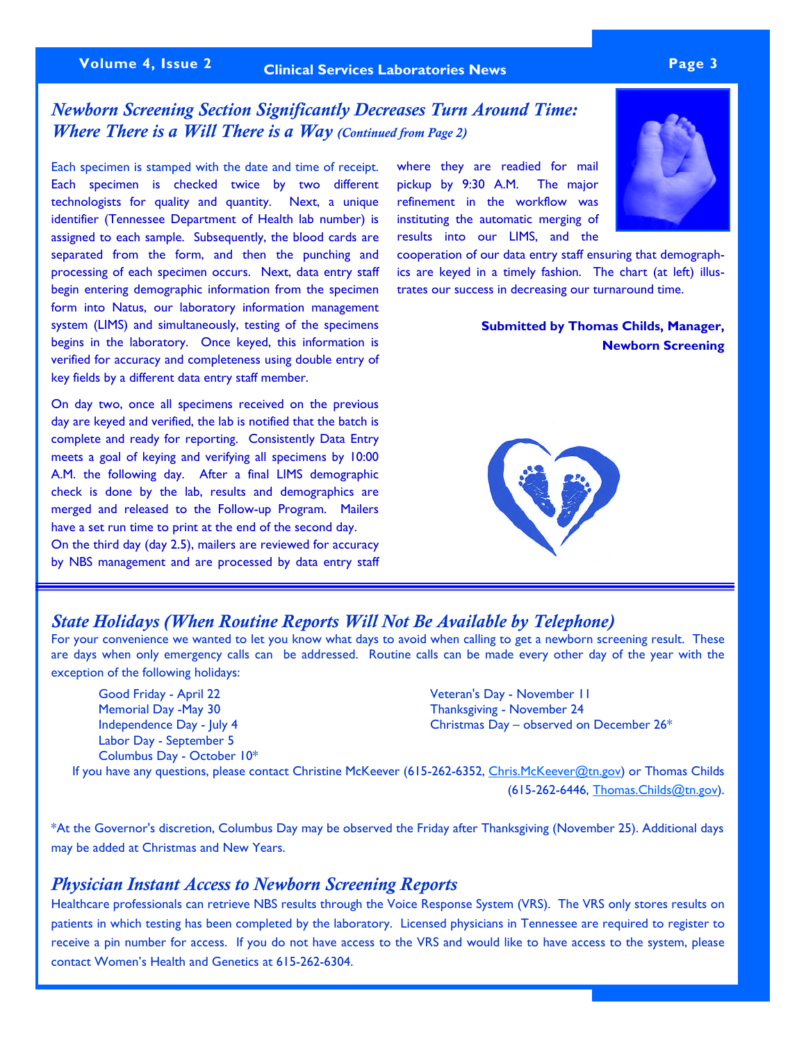## *Newborn Screening Section Significantly Decreases Turn Around Time: Where There is a Will There is a Way (Continued from Page 2)*

Each specimen is stamped with the date and time of receipt. Each specimen is checked twice by two different technologists for quality and quantity. Next, a unique identifier (Tennessee Department of Health lab number) is assigned to each sample. Subsequently, the blood cards are separated from the form, and then the punching and processing of each specimen occurs. Next, data entry staff begin entering demographic information from the specimen form into Natus, our laboratory information management system (LIMS) and simultaneously, testing of the specimens begins in the laboratory. Once keyed, this information is verified for accuracy and completeness using double entry of key fields by a different data entry staff member.

On day two, once all specimens received on the previous day are keyed and verified, the lab is notified that the batch is complete and ready for reporting. Consistently Data Entry meets a goal of keying and verifying all specimens by 10:00 A.M. the following day. After a final LIMS demographic check is done by the lab, results and demographics are merged and released to the Follow-up Program. Mailers have a set run time to print at the end of the second day.
On the third day (day 2.5), mailers are reviewed for accuracy by NBS management and are processed by data entry staff where they are readied for mail pickup by 9:30 A.M. The major refinement in the workflow was instituting the automatic merging of results into our LIMS, and the cooperation of our data entry staff ensuring that demographics are keyed in a timely fashion. The chart (at left) illustrates our success in decreasing our turnaround time.

**Submitted by Thomas Childs, Manager, Newborn Screening**

## *State Holidays (When Routine Reports Will Not Be Available by Telephone)*

For your convenience we wanted to let you know what days to avoid when calling to get a newborn screening result. These are days when only emergency calls can be addressed. Routine calls can be made every other day of the year with the exception of the following holidays:

- Good Friday - April 22
- Memorial Day -May 30
- Independence Day - July 4
- Labor Day - September 5
- Columbus Day - October 10*
- Veteran's Day - November 11
- Thanksgiving - November 24
- Christmas Day – observed on December 26*

If you have any questions, please contact Christine McKeever (615-262-6352, Chris.McKeever@tn.gov) or Thomas Childs (615-262-6446, Thomas.Childs@tn.gov).

*At the Governor's discretion, Columbus Day may be observed the Friday after Thanksgiving (November 25). Additional days may be added at Christmas and New Years.

## *Physician Instant Access to Newborn Screening Reports*

Healthcare professionals can retrieve NBS results through the Voice Response System (VRS). The VRS only stores results on patients in which testing has been completed by the laboratory. Licensed physicians in Tennessee are required to register to receive a pin number for access. If you do not have access to the VRS and would like to have access to the system, please contact Women's Health and Genetics at 615-262-6304.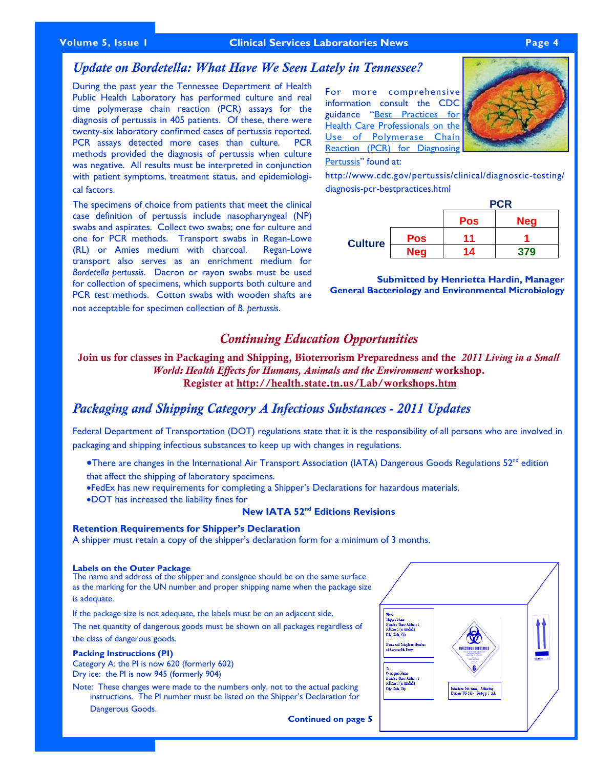## *Update on Bordetella: What Have We Seen Lately in Tennessee?*

During the past year the Tennessee Department of Health Public Health Laboratory has performed culture and real time polymerase chain reaction (PCR) assays for the diagnosis of pertussis in 405 patients. Of these, there were twenty-six laboratory confirmed cases of pertussis reported. PCR assays detected more cases than culture. PCR methods provided the diagnosis of pertussis when culture was negative. All results must be interpreted in conjunction with patient symptoms, treatment status, and epidemiological factors.

The specimens of choice from patients that meet the clinical case definition of pertussis include nasopharyngeal (NP) swabs and aspirates. Collect two swabs; one for culture and one for PCR methods. Transport swabs in Regan-Lowe (RL) or Amies medium with charcoal. Regan-Lowe transport also serves as an enrichment medium for *Bordetella pertussis*. Dacron or rayon swabs must be used for collection of specimens, which supports both culture and PCR test methods. Cotton swabs with wooden shafts are not acceptable for specimen collection of *B. pertussis*.

For more comprehensive information consult the CDC guidance "Best Practices for Health Care Professionals on the Use of Polymerase Chain Reaction (PCR) for Diagnosing Pertussis" found at:

http://www.cdc.gov/pertussis/clinical/diagnostic-testing/diagnosis-pcr-bestpractices.html

| | | PCR | |
|---|---|---|---|
| | | **Pos** | **Neg** |
| **Culture** | **Pos** | 11 | 1 |
| | **Neg** | 14 | 379 |

**Submitted by Henrietta Hardin, Manager**
**General Bacteriology and Environmental Microbiology**

## *Continuing Education Opportunities*

**Join us for classes in Packaging and Shipping, Bioterrorism Preparedness and the *2011 Living in a Small World: Health Effects for Humans, Animals and the Environment* workshop.**
**Register at http://health.state.tn.us/Lab/workshops.htm**

## *Packaging and Shipping Category A Infectious Substances - 2011 Updates*

Federal Department of Transportation (DOT) regulations state that it is the responsibility of all persons who are involved in packaging and shipping infectious substances to keep up with changes in regulations.

- There are changes in the International Air Transport Association (IATA) Dangerous Goods Regulations 52nd edition that affect the shipping of laboratory specimens.
- FedEx has new requirements for completing a Shipper's Declarations for hazardous materials.
- DOT has increased the liability fines for

**New IATA 52nd Editions Revisions**

**Retention Requirements for Shipper's Declaration**
A shipper must retain a copy of the shipper's declaration form for a minimum of 3 months.

**Labels on the Outer Package**
The name and address of the shipper and consignee should be on the same surface as the marking for the UN number and proper shipping name when the package size is adequate.

If the package size is not adequate, the labels must be on an adjacent side.

The net quantity of dangerous goods must be shown on all packages regardless of the class of dangerous goods.

**Packing Instructions (PI)**
Category A: the PI is now 620 (formerly 602)
Dry ice: the PI is now 945 (formerly 904)

Note: These changes were made to the numbers only, not to the actual packing instructions. The PI number must be listed on the Shipper's Declaration for Dangerous Goods.

**Continued on page 5**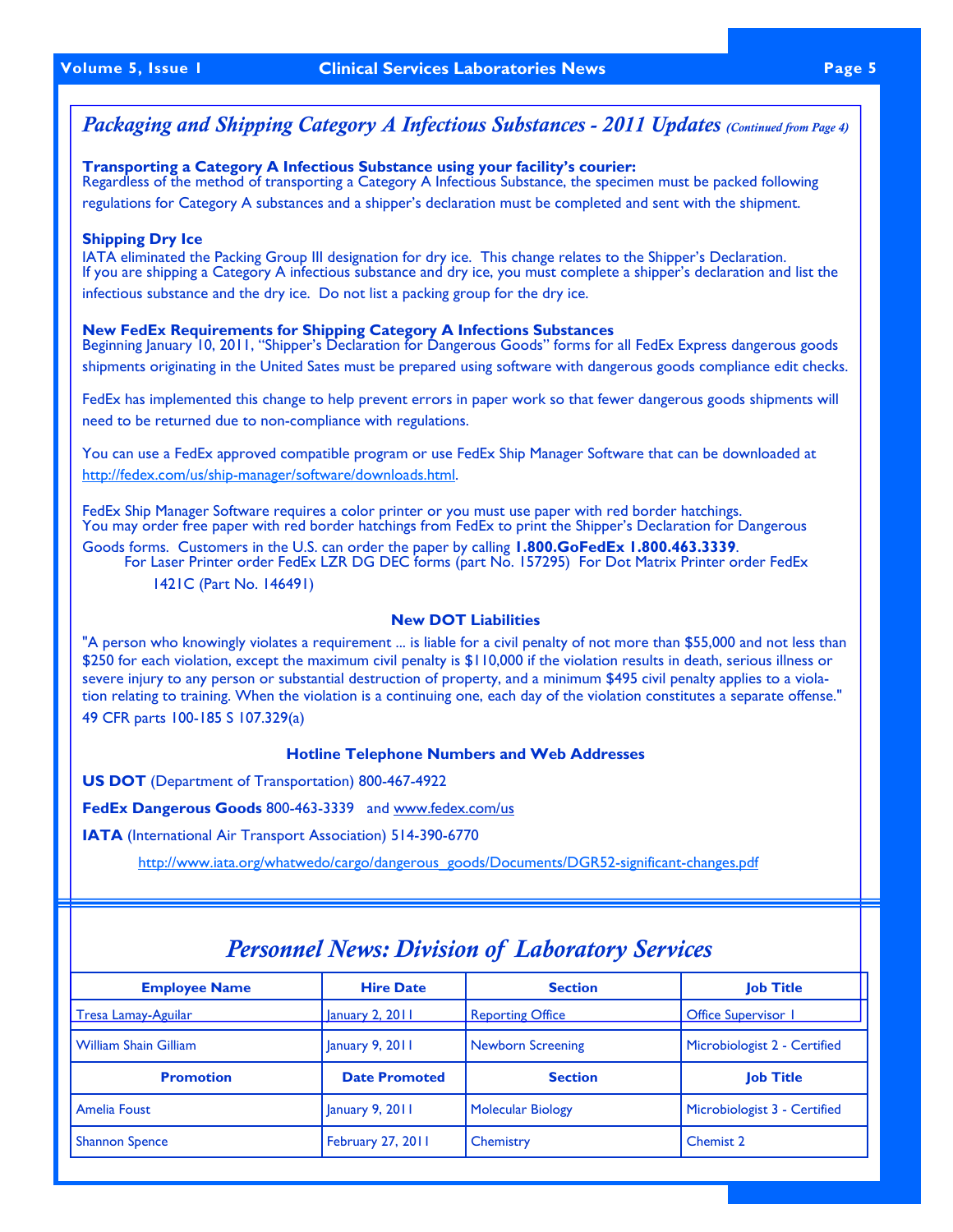## *Packaging and Shipping Category A Infectious Substances - 2011 Updates* *(Continued from Page 4)*

**Transporting a Category A Infectious Substance using your facility's courier:**
Regardless of the method of transporting a Category A Infectious Substance, the specimen must be packed following regulations for Category A substances and a shipper's declaration must be completed and sent with the shipment.

**Shipping Dry Ice**
IATA eliminated the Packing Group III designation for dry ice. This change relates to the Shipper's Declaration. If you are shipping a Category A infectious substance and dry ice, you must complete a shipper's declaration and list the infectious substance and the dry ice. Do not list a packing group for the dry ice.

**New FedEx Requirements for Shipping Category A Infections Substances**
Beginning January 10, 2011, "Shipper's Declaration for Dangerous Goods" forms for all FedEx Express dangerous goods shipments originating in the United Sates must be prepared using software with dangerous goods compliance edit checks.

FedEx has implemented this change to help prevent errors in paper work so that fewer dangerous goods shipments will need to be returned due to non-compliance with regulations.

You can use a FedEx approved compatible program or use FedEx Ship Manager Software that can be downloaded at http://fedex.com/us/ship-manager/software/downloads.html.

FedEx Ship Manager Software requires a color printer or you must use paper with red border hatchings. You may order free paper with red border hatchings from FedEx to print the Shipper's Declaration for Dangerous Goods forms. Customers in the U.S. can order the paper by calling **1.800.GoFedEx 1.800.463.3339**.
For Laser Printer order FedEx LZR DG DEC forms (part No. 157295) For Dot Matrix Printer order FedEx 1421C (Part No. 146491)

**New DOT Liabilities**

"A person who knowingly violates a requirement ... is liable for a civil penalty of not more than $55,000 and not less than $250 for each violation, except the maximum civil penalty is $110,000 if the violation results in death, serious illness or severe injury to any person or substantial destruction of property, and a minimum $495 civil penalty applies to a violation relating to training. When the violation is a continuing one, each day of the violation constitutes a separate offense." 49 CFR parts 100-185 S 107.329(a)

**Hotline Telephone Numbers and Web Addresses**

**US DOT** (Department of Transportation) 800-467-4922

**FedEx Dangerous Goods** 800-463-3339 and www.fedex.com/us

**IATA** (International Air Transport Association) 514-390-6770

http://www.iata.org/whatwedo/cargo/dangerous_goods/Documents/DGR52-significant-changes.pdf

## *Personnel News: Division of Laboratory Services*

| Employee Name | Hire Date | Section | Job Title |
|---|---|---|---|
| Tresa Lamay-Aguilar | January 2, 2011 | Reporting Office | Office Supervisor 1 |
| William Shain Gilliam | January 9, 2011 | Newborn Screening | Microbiologist 2 - Certified |
| **Promotion** | **Date Promoted** | **Section** | **Job Title** |
| Amelia Foust | January 9, 2011 | Molecular Biology | Microbiologist 3 - Certified |
| Shannon Spence | February 27, 2011 | Chemistry | Chemist 2 |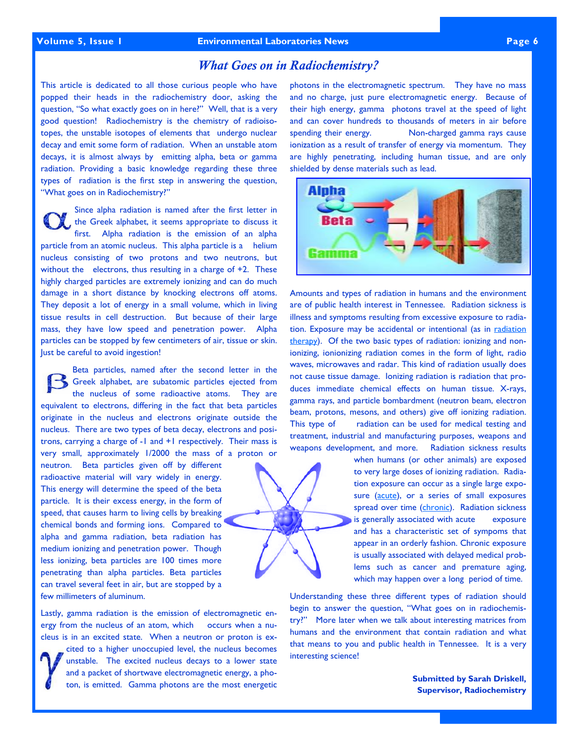## *What Goes on in Radiochemistry?*

This article is dedicated to all those curious people who have popped their heads in the radiochemistry door, asking the question, "So what exactly goes on in here?" Well, that is a very good question! Radiochemistry is the chemistry of radioisotopes, the unstable isotopes of elements that undergo nuclear decay and emit some form of radiation. When an unstable atom decays, it is almost always by emitting alpha, beta or gamma radiation. Providing a basic knowledge regarding these three types of radiation is the first step in answering the question, "What goes on in Radiochemistry?"

Since alpha radiation is named after the first letter in the Greek alphabet, it seems appropriate to discuss it first. Alpha radiation is the emission of an alpha particle from an atomic nucleus. This alpha particle is a helium nucleus consisting of two protons and two neutrons, but without the electrons, thus resulting in a charge of +2. These highly charged particles are extremely ionizing and can do much damage in a short distance by knocking electrons off atoms. They deposit a lot of energy in a small volume, which in living tissue results in cell destruction. But because of their large mass, they have low speed and penetration power. Alpha particles can be stopped by few centimeters of air, tissue or skin. Just be careful to avoid ingestion!

Beta particles, named after the second letter in the Greek alphabet, are subatomic particles ejected from the nucleus of some radioactive atoms. They are equivalent to electrons, differing in the fact that beta particles originate in the nucleus and electrons originate outside the nucleus. There are two types of beta decay, electrons and positrons, carrying a charge of -1 and +1 respectively. Their mass is very small, approximately 1/2000 the mass of a proton or neutron. Beta particles given off by different radioactive material will vary widely in energy. This energy will determine the speed of the beta particle. It is their excess energy, in the form of speed, that causes harm to living cells by breaking chemical bonds and forming ions. Compared to alpha and gamma radiation, beta radiation has medium ionizing and penetration power. Though less ionizing, beta particles are 100 times more penetrating than alpha particles. Beta particles can travel several feet in air, but are stopped by a few millimeters of aluminum.

Lastly, gamma radiation is the emission of electromagnetic energy from the nucleus of an atom, which occurs when a nucleus is in an excited state. When a neutron or proton is excited to a higher unoccupied level, the nucleus becomes unstable. The excited nucleus decays to a lower state and a packet of shortwave electromagnetic energy, a photon, is emitted. Gamma photons are the most energetic photons in the electromagnetic spectrum. They have no mass and no charge, just pure electromagnetic energy. Because of their high energy, gamma photons travel at the speed of light and can cover hundreds to thousands of meters in air before spending their energy. Non-charged gamma rays cause ionization as a result of transfer of energy via momentum. They are highly penetrating, including human tissue, and are only shielded by dense materials such as lead.

Amounts and types of radiation in humans and the environment are of public health interest in Tennessee. Radiation sickness is illness and symptoms resulting from excessive exposure to radiation. Exposure may be accidental or intentional (as in radiation therapy). Of the two basic types of radiation: ionizing and nonionizing, ionionizing radiation comes in the form of light, radio waves, microwaves and radar. This kind of radiation usually does not cause tissue damage. Ionizing radiation is radiation that produces immediate chemical effects on human tissue. X-rays, gamma rays, and particle bombardment (neutron beam, electron beam, protons, mesons, and others) give off ionizing radiation. This type of radiation can be used for medical testing and treatment, industrial and manufacturing purposes, weapons and weapons development, and more. Radiation sickness results when humans (or other animals) are exposed to very large doses of ionizing radiation. Radiation exposure can occur as a single large exposure (acute), or a series of small exposures spread over time (chronic). Radiation sickness is generally associated with acute exposure and has a characteristic set of sympoms that appear in an orderly fashion. Chronic exposure is usually associated with delayed medical problems such as cancer and premature aging, which may happen over a long period of time.

Understanding these three different types of radiation should begin to answer the question, "What goes on in radiochemistry?" More later when we talk about interesting matrices from humans and the environment that contain radiation and what that means to you and public health in Tennessee. It is a very interesting science!

**Submitted by Sarah Driskell, Supervisor, Radiochemistry**